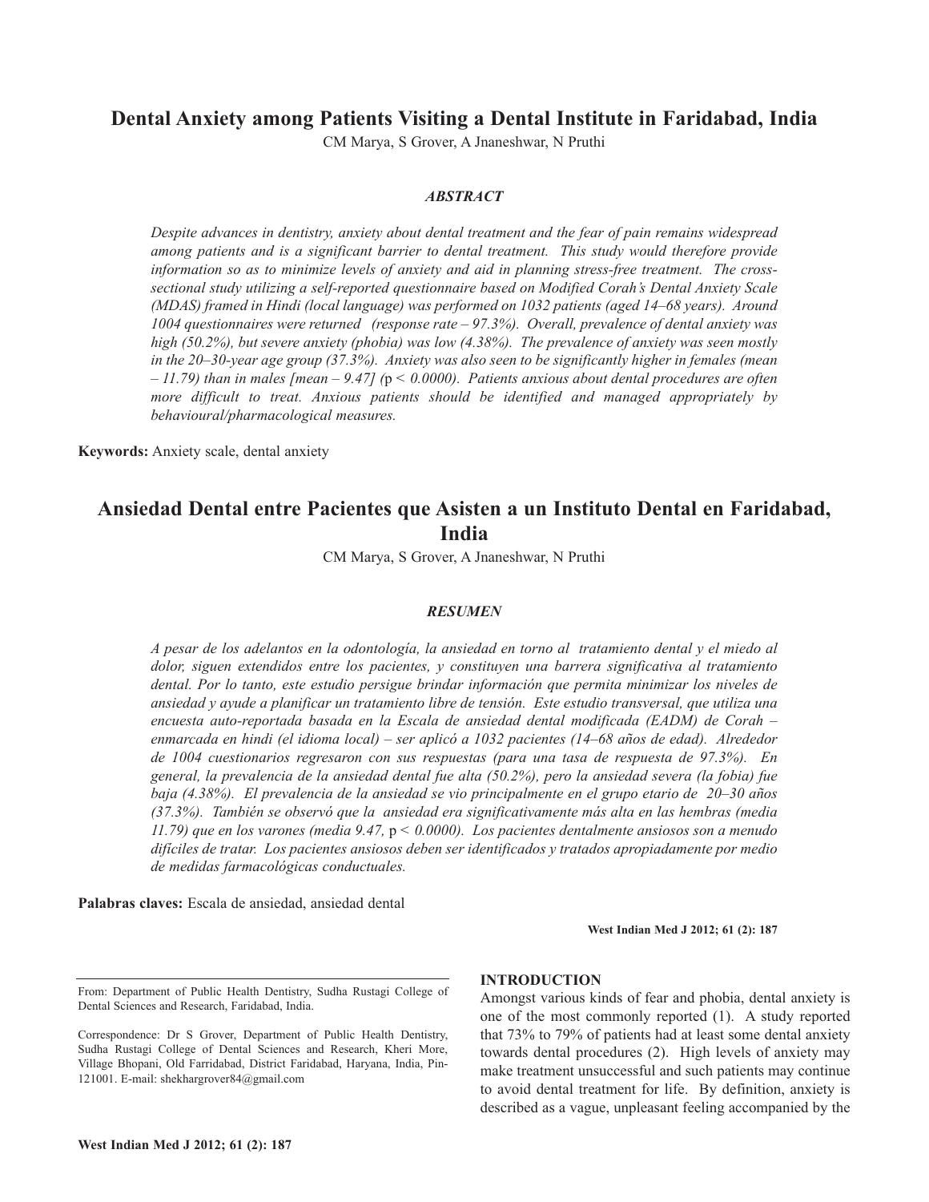# Dental Anxiety among Patients Visiting a Dental Institute in Faridabad, India

CM Marya, S Grover, A Jnaneshwar, N Pruthi

### *ABSTRACT*

*Despite advances in dentistry, anxiety about dental treatment and the fear of pain remains widespread among patients and is a significant barrier to dental treatment. This study would therefore provide information so as to minimize levels of anxiety and aid in planning stress-free treatment. The cross-sectional study utilizing a self-reported questionnaire based on Modified Corah's Dental Anxiety Scale (MDAS) framed in Hindi (local language) was performed on 1032 patients (aged 14–68 years). Around 1004 questionnaires were returned (response rate – 97.3%). Overall, prevalence of dental anxiety was high (50.2%), but severe anxiety (phobia) was low (4.38%). The prevalence of anxiety was seen mostly in the 20–30-year age group (37.3%). Anxiety was also seen to be significantly higher in females (mean – 11.79) than in males [mean – 9.47] (*$p < 0.0000$*). Patients anxious about dental procedures are often more difficult to treat. Anxious patients should be identified and managed appropriately by behavioural/pharmacological measures.*

**Keywords:** Anxiety scale, dental anxiety

# Ansiedad Dental entre Pacientes que Asisten a un Instituto Dental en Faridabad, India

CM Marya, S Grover, A Jnaneshwar, N Pruthi

### *RESUMEN*

*A pesar de los adelantos en la odontología, la ansiedad en torno al tratamiento dental y el miedo al dolor, siguen extendidos entre los pacientes, y constituyen una barrera significativa al tratamiento dental. Por lo tanto, este estudio persigue brindar información que permita minimizar los niveles de ansiedad y ayude a planificar un tratamiento libre de tensión. Este estudio transversal, que utiliza una encuesta auto-reportada basada en la Escala de ansiedad dental modificada (EADM) de Corah – enmarcada en hindi (el idioma local) – ser aplicó a 1032 pacientes (14–68 años de edad). Alrededor de 1004 cuestionarios regresaron con sus respuestas (para una tasa de respuesta de 97.3%). En general, la prevalencia de la ansiedad dental fue alta (50.2%), pero la ansiedad severa (la fobia) fue baja (4.38%). El prevalencia de la ansiedad se vio principalmente en el grupo etario de 20–30 años (37.3%). También se observó que la ansiedad era significativamente más alta en las hembras (media 11.79) que en los varones (media 9.47,* $p < 0.0000$*). Los pacientes dentalmente ansiosos son a menudo difíciles de tratar. Los pacientes ansiosos deben ser identificados y tratados apropiadamente por medio de medidas farmacológicas conductuales.*

**Palabras claves:** Escala de ansiedad, ansiedad dental

From: Department of Public Health Dentistry, Sudha Rustagi College of Dental Sciences and Research, Faridabad, India.

Correspondence: Dr S Grover, Department of Public Health Dentistry, Sudha Rustagi College of Dental Sciences and Research, Kheri More, Village Bhopani, Old Farridabad, District Faridabad, Haryana, India, Pin-121001. E-mail: shekhargrover84@gmail.com

## INTRODUCTION

Amongst various kinds of fear and phobia, dental anxiety is one of the most commonly reported (1). A study reported that 73% to 79% of patients had at least some dental anxiety towards dental procedures (2). High levels of anxiety may make treatment unsuccessful and such patients may continue to avoid dental treatment for life. By definition, anxiety is described as a vague, unpleasant feeling accompanied by the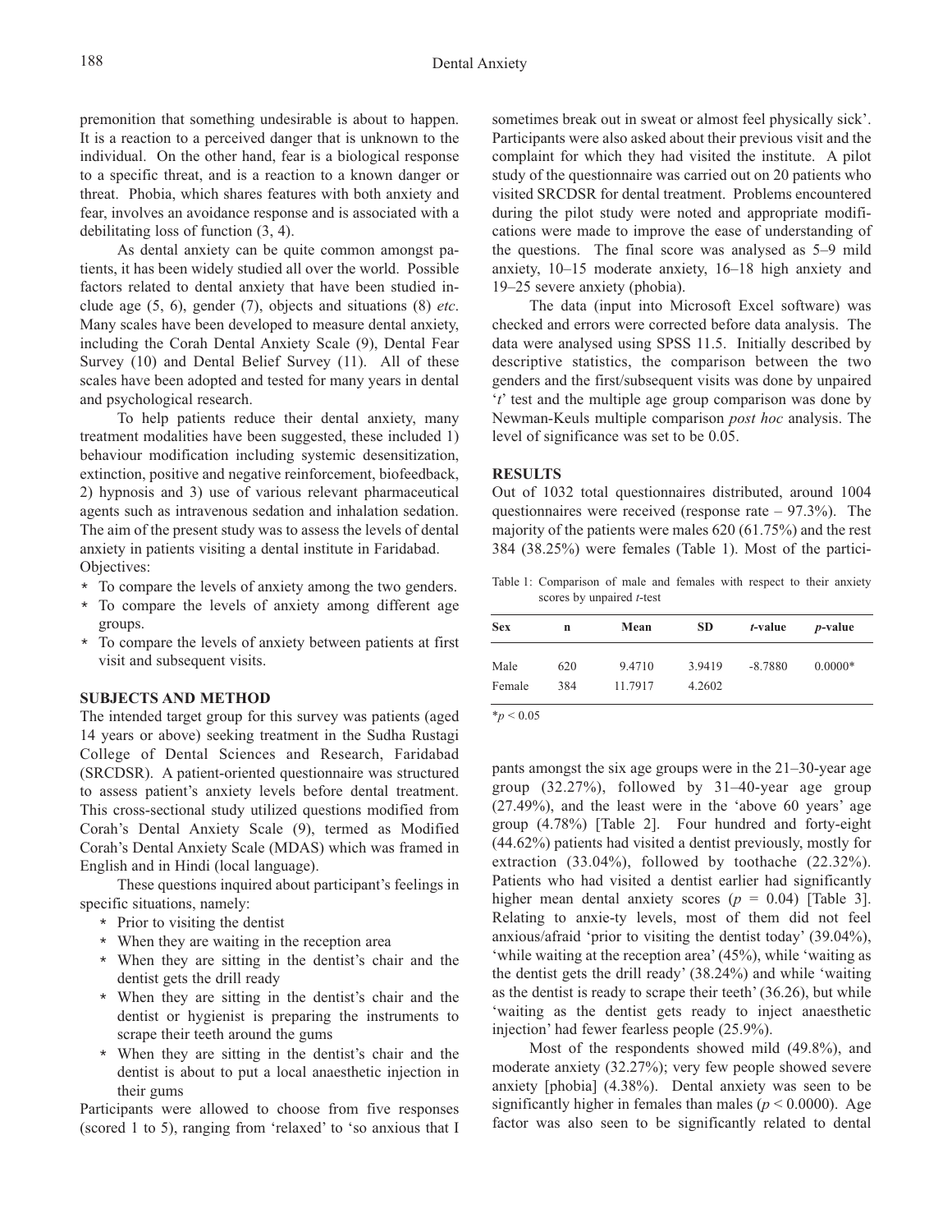premonition that something undesirable is about to happen. It is a reaction to a perceived danger that is unknown to the individual. On the other hand, fear is a biological response to a specific threat, and is a reaction to a known danger or threat. Phobia, which shares features with both anxiety and fear, involves an avoidance response and is associated with a debilitating loss of function (3, 4).

As dental anxiety can be quite common amongst patients, it has been widely studied all over the world. Possible factors related to dental anxiety that have been studied include age (5, 6), gender (7), objects and situations (8) *etc*. Many scales have been developed to measure dental anxiety, including the Corah Dental Anxiety Scale (9), Dental Fear Survey (10) and Dental Belief Survey (11). All of these scales have been adopted and tested for many years in dental and psychological research.

To help patients reduce their dental anxiety, many treatment modalities have been suggested, these included 1) behaviour modification including systemic desensitization, extinction, positive and negative reinforcement, biofeedback, 2) hypnosis and 3) use of various relevant pharmaceutical agents such as intravenous sedation and inhalation sedation. The aim of the present study was to assess the levels of dental anxiety in patients visiting a dental institute in Faridabad.

Objectives:

- To compare the levels of anxiety among the two genders.
- To compare the levels of anxiety among different age groups.
- To compare the levels of anxiety between patients at first visit and subsequent visits.

## SUBJECTS AND METHOD

The intended target group for this survey was patients (aged 14 years or above) seeking treatment in the Sudha Rustagi College of Dental Sciences and Research, Faridabad (SRCDSR). A patient-oriented questionnaire was structured to assess patient's anxiety levels before dental treatment. This cross-sectional study utilized questions modified from Corah's Dental Anxiety Scale (9), termed as Modified Corah's Dental Anxiety Scale (MDAS) which was framed in English and in Hindi (local language).

These questions inquired about participant's feelings in specific situations, namely:

- Prior to visiting the dentist
- When they are waiting in the reception area
- When they are sitting in the dentist's chair and the dentist gets the drill ready
- When they are sitting in the dentist's chair and the dentist or hygienist is preparing the instruments to scrape their teeth around the gums
- When they are sitting in the dentist's chair and the dentist is about to put a local anaesthetic injection in their gums

Participants were allowed to choose from five responses (scored 1 to 5), ranging from 'relaxed' to 'so anxious that I sometimes break out in sweat or almost feel physically sick'. Participants were also asked about their previous visit and the complaint for which they had visited the institute. A pilot study of the questionnaire was carried out on 20 patients who visited SRCDSR for dental treatment. Problems encountered during the pilot study were noted and appropriate modifications were made to improve the ease of understanding of the questions. The final score was analysed as 5–9 mild anxiety, 10–15 moderate anxiety, 16–18 high anxiety and 19–25 severe anxiety (phobia).

The data (input into Microsoft Excel software) was checked and errors were corrected before data analysis. The data were analysed using SPSS 11.5. Initially described by descriptive statistics, the comparison between the two genders and the first/subsequent visits was done by unpaired '*t*' test and the multiple age group comparison was done by Newman-Keuls multiple comparison *post hoc* analysis. The level of significance was set to be 0.05.

## RESULTS

Out of 1032 total questionnaires distributed, around 1004 questionnaires were received (response rate – 97.3%). The majority of the patients were males 620 (61.75%) and the rest 384 (38.25%) were females (Table 1). Most of the participants amongst the six age groups were in the 21–30-year age group (32.27%), followed by 31–40-year age group (27.49%), and the least were in the 'above 60 years' age group (4.78%) [Table 2]. Four hundred and forty-eight (44.62%) patients had visited a dentist previously, mostly for extraction (33.04%), followed by toothache (22.32%). Patients who had visited a dentist earlier had significantly higher mean dental anxiety scores ($p$ = 0.04) [Table 3]. Relating to anxie-ty levels, most of them did not feel anxious/afraid 'prior to visiting the dentist today' (39.04%), 'while waiting at the reception area' (45%), while 'waiting as the dentist gets the drill ready' (38.24%) and while 'waiting as the dentist is ready to scrape their teeth' (36.26), but while 'waiting as the dentist gets ready to inject anaesthetic injection' had fewer fearless people (25.9%).

Table 1: Comparison of male and females with respect to their anxiety scores by unpaired *t*-test

| Sex | n | Mean | SD | *t*-value | *p*-value |
|---|---|---|---|---|---|
| Male | 620 | 9.4710 | 3.9419 | -8.7880 | 0.0000* |
| Female | 384 | 11.7917 | 4.2602 | | |

*$p < 0.05$

Most of the respondents showed mild (49.8%), and moderate anxiety (32.27%); very few people showed severe anxiety [phobia] (4.38%). Dental anxiety was seen to be significantly higher in females than males ($p < 0.0000$). Age factor was also seen to be significantly related to dental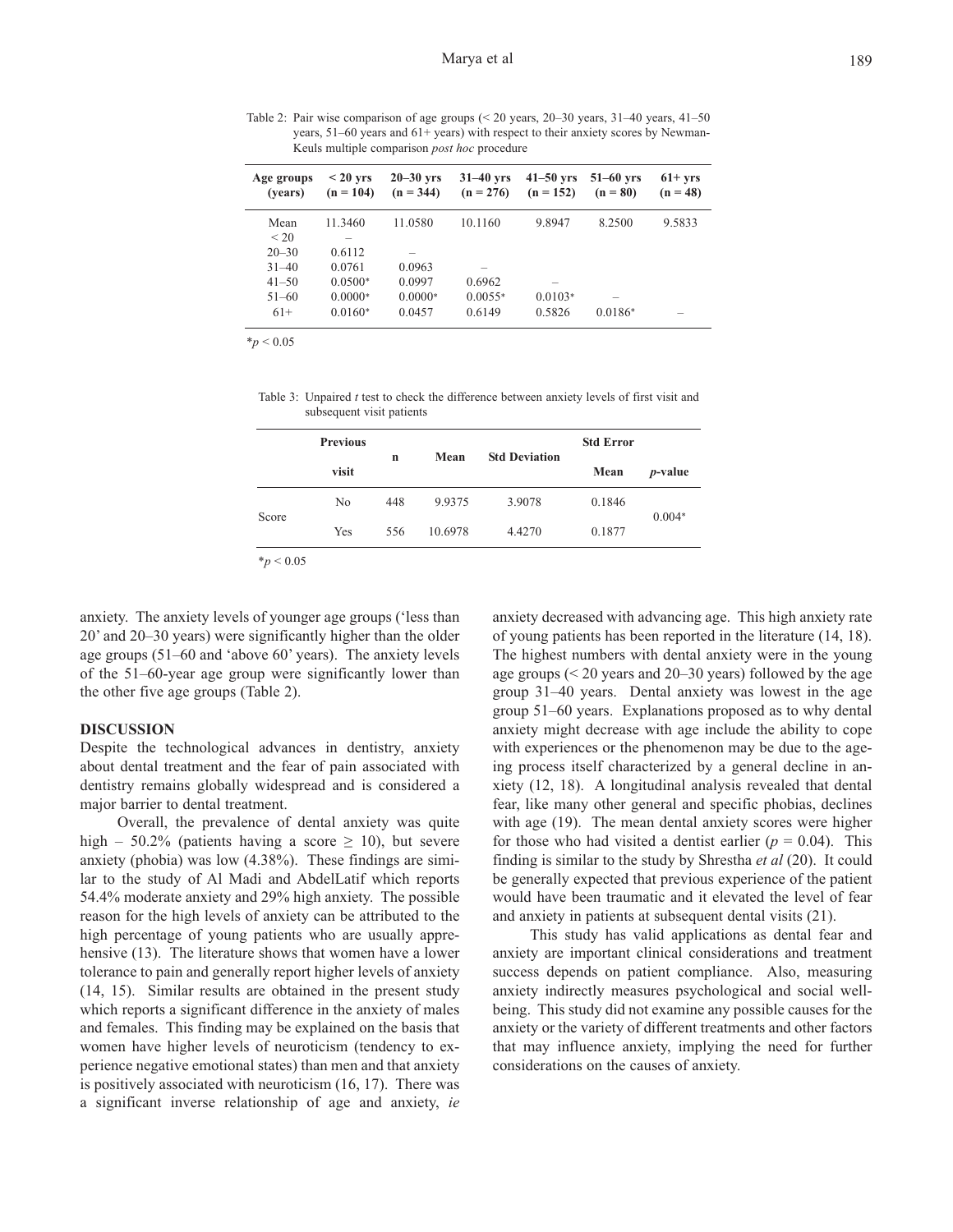Table 2: Pair wise comparison of age groups (< 20 years, 20–30 years, 31–40 years, 41–50 years, 51–60 years and 61+ years) with respect to their anxiety scores by Newman-Keuls multiple comparison *post hoc* procedure

| Age groups (years) | < 20 yrs (n = 104) | 20–30 yrs (n = 344) | 31–40 yrs (n = 276) | 41–50 yrs (n = 152) | 51–60 yrs (n = 80) | 61+ yrs (n = 48) |
|---|---|---|---|---|---|---|
| Mean | 11.3460 | 11.0580 | 10.1160 | 9.8947 | 8.2500 | 9.5833 |
| < 20 | – | | | | | |
| 20–30 | 0.6112 | – | | | | |
| 31–40 | 0.0761 | 0.0963 | – | | | |
| 41–50 | 0.0500* | 0.0997 | 0.6962 | – | | |
| 51–60 | 0.0000* | 0.0000* | 0.0055* | 0.0103* | – | |
| 61+ | 0.0160* | 0.0457 | 0.6149 | 0.5826 | 0.0186* | – |

*$p < 0.05$

Table 3: Unpaired *t* test to check the difference between anxiety levels of first visit and subsequent visit patients

| | Previous visit | n | Mean | Std Deviation | Std Error Mean | *p*-value |
|---|---|---|---|---|---|---|
| Score | No | 448 | 9.9375 | 3.9078 | 0.1846 | 0.004* |
| | Yes | 556 | 10.6978 | 4.4270 | 0.1877 | |

*$p < 0.05$

anxiety. The anxiety levels of younger age groups ('less than 20' and 20–30 years) were significantly higher than the older age groups (51–60 and 'above 60' years). The anxiety levels of the 51–60-year age group were significantly lower than the other five age groups (Table 2).

## DISCUSSION

Despite the technological advances in dentistry, anxiety about dental treatment and the fear of pain associated with dentistry remains globally widespread and is considered a major barrier to dental treatment.

Overall, the prevalence of dental anxiety was quite high – 50.2% (patients having a score $\geq$ 10), but severe anxiety (phobia) was low (4.38%). These findings are similar to the study of Al Madi and AbdelLatif which reports 54.4% moderate anxiety and 29% high anxiety. The possible reason for the high levels of anxiety can be attributed to the high percentage of young patients who are usually apprehensive (13). The literature shows that women have a lower tolerance to pain and generally report higher levels of anxiety (14, 15). Similar results are obtained in the present study which reports a significant difference in the anxiety of males and females. This finding may be explained on the basis that women have higher levels of neuroticism (tendency to experience negative emotional states) than men and that anxiety is positively associated with neuroticism (16, 17). There was a significant inverse relationship of age and anxiety, *ie* anxiety decreased with advancing age. This high anxiety rate of young patients has been reported in the literature (14, 18). The highest numbers with dental anxiety were in the young age groups (< 20 years and 20–30 years) followed by the age group 31–40 years. Dental anxiety was lowest in the age group 51–60 years. Explanations proposed as to why dental anxiety might decrease with age include the ability to cope with experiences or the phenomenon may be due to the ageing process itself characterized by a general decline in anxiety (12, 18). A longitudinal analysis revealed that dental fear, like many other general and specific phobias, declines with age (19). The mean dental anxiety scores were higher for those who had visited a dentist earlier ($p = 0.04$). This finding is similar to the study by Shrestha *et al* (20). It could be generally expected that previous experience of the patient would have been traumatic and it elevated the level of fear and anxiety in patients at subsequent dental visits (21).

This study has valid applications as dental fear and anxiety are important clinical considerations and treatment success depends on patient compliance. Also, measuring anxiety indirectly measures psychological and social well-being. This study did not examine any possible causes for the anxiety or the variety of different treatments and other factors that may influence anxiety, implying the need for further considerations on the causes of anxiety.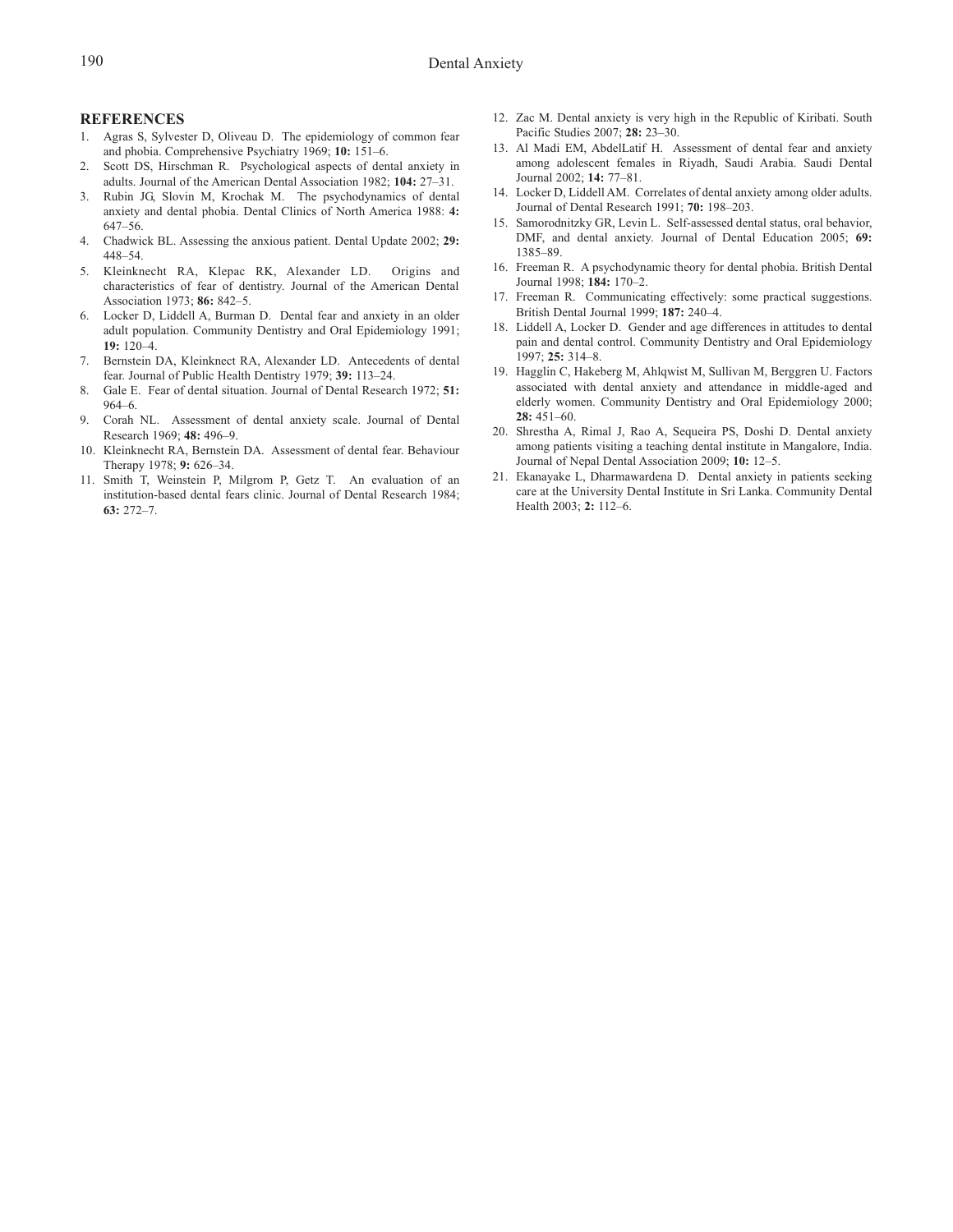## REFERENCES

1. Agras S, Sylvester D, Oliveau D. The epidemiology of common fear and phobia. Comprehensive Psychiatry 1969; **10:** 151–6.
2. Scott DS, Hirschman R. Psychological aspects of dental anxiety in adults. Journal of the American Dental Association 1982; **104:** 27–31.
3. Rubin JG, Slovin M, Krochak M. The psychodynamics of dental anxiety and dental phobia. Dental Clinics of North America 1988: **4:** 647–56.
4. Chadwick BL. Assessing the anxious patient. Dental Update 2002; **29:** 448–54.
5. Kleinknecht RA, Klepac RK, Alexander LD. Origins and characteristics of fear of dentistry. Journal of the American Dental Association 1973; **86:** 842–5.
6. Locker D, Liddell A, Burman D. Dental fear and anxiety in an older adult population. Community Dentistry and Oral Epidemiology 1991; **19:** 120–4.
7. Bernstein DA, Kleinknect RA, Alexander LD. Antecedents of dental fear. Journal of Public Health Dentistry 1979; **39:** 113–24.
8. Gale E. Fear of dental situation. Journal of Dental Research 1972; **51:** 964–6.
9. Corah NL. Assessment of dental anxiety scale. Journal of Dental Research 1969; **48:** 496–9.
10. Kleinknecht RA, Bernstein DA. Assessment of dental fear. Behaviour Therapy 1978; **9:** 626–34.
11. Smith T, Weinstein P, Milgrom P, Getz T. An evaluation of an institution-based dental fears clinic. Journal of Dental Research 1984; **63:** 272–7.
12. Zac M. Dental anxiety is very high in the Republic of Kiribati. South Pacific Studies 2007; **28:** 23–30.
13. Al Madi EM, AbdelLatif H. Assessment of dental fear and anxiety among adolescent females in Riyadh, Saudi Arabia. Saudi Dental Journal 2002; **14:** 77–81.
14. Locker D, Liddell AM. Correlates of dental anxiety among older adults. Journal of Dental Research 1991; **70:** 198–203.
15. Samorodnitzky GR, Levin L. Self-assessed dental status, oral behavior, DMF, and dental anxiety. Journal of Dental Education 2005; **69:** 1385–89.
16. Freeman R. A psychodynamic theory for dental phobia. British Dental Journal 1998; **184:** 170–2.
17. Freeman R. Communicating effectively: some practical suggestions. British Dental Journal 1999; **187:** 240–4.
18. Liddell A, Locker D. Gender and age differences in attitudes to dental pain and dental control. Community Dentistry and Oral Epidemiology 1997; **25:** 314–8.
19. Hagglin C, Hakeberg M, Ahlqwist M, Sullivan M, Berggren U. Factors associated with dental anxiety and attendance in middle-aged and elderly women. Community Dentistry and Oral Epidemiology 2000; **28:** 451–60.
20. Shrestha A, Rimal J, Rao A, Sequeira PS, Doshi D. Dental anxiety among patients visiting a teaching dental institute in Mangalore, India. Journal of Nepal Dental Association 2009; **10:** 12–5.
21. Ekanayake L, Dharmawardena D. Dental anxiety in patients seeking care at the University Dental Institute in Sri Lanka. Community Dental Health 2003; **2:** 112–6.